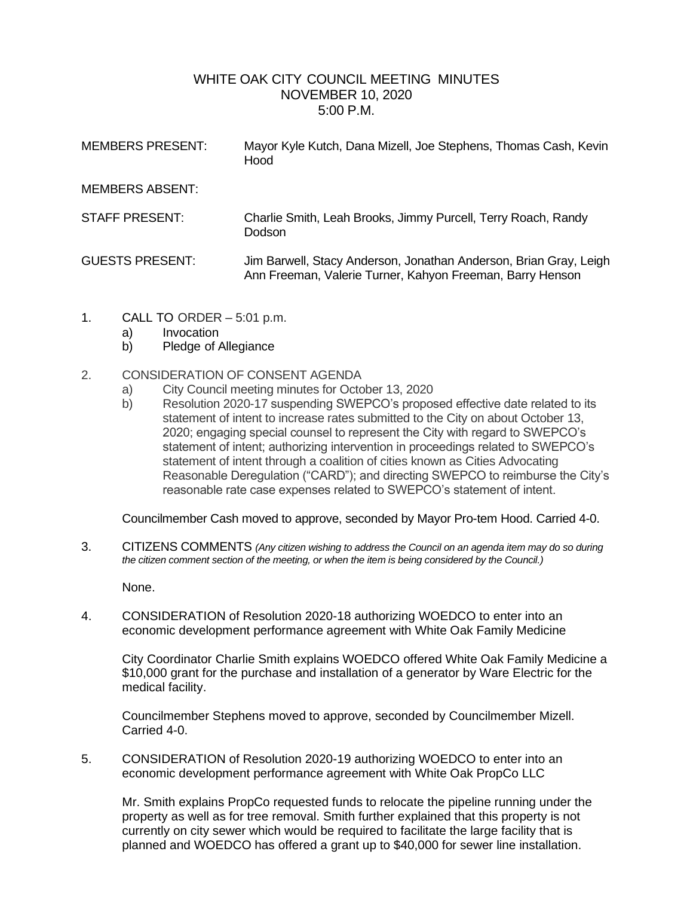# WHITE OAK CITY COUNCIL MEETING MINUTES
## NOVEMBER 10, 2020
## 5:00 P.M.

| | |
|---|---|
| MEMBERS PRESENT: | Mayor Kyle Kutch, Dana Mizell, Joe Stephens, Thomas Cash, Kevin Hood |
| MEMBERS ABSENT: | |
| STAFF PRESENT: | Charlie Smith, Leah Brooks, Jimmy Purcell, Terry Roach, Randy Dodson |
| GUESTS PRESENT: | Jim Barwell, Stacy Anderson, Jonathan Anderson, Brian Gray, Leigh Ann Freeman, Valerie Turner, Kahyon Freeman, Barry Henson |

1. CALL TO ORDER – 5:01 p.m.
   a) Invocation
   b) Pledge of Allegiance

2. CONSIDERATION OF CONSENT AGENDA
   a) City Council meeting minutes for October 13, 2020
   b) Resolution 2020-17 suspending SWEPCO's proposed effective date related to its statement of intent to increase rates submitted to the City on about October 13, 2020; engaging special counsel to represent the City with regard to SWEPCO's statement of intent; authorizing intervention in proceedings related to SWEPCO's statement of intent through a coalition of cities known as Cities Advocating Reasonable Deregulation ("CARD"); and directing SWEPCO to reimburse the City's reasonable rate case expenses related to SWEPCO's statement of intent.

   Councilmember Cash moved to approve, seconded by Mayor Pro-tem Hood. Carried 4-0.

3. CITIZENS COMMENTS *(Any citizen wishing to address the Council on an agenda item may do so during the citizen comment section of the meeting, or when the item is being considered by the Council.)*

   None.

4. CONSIDERATION of Resolution 2020-18 authorizing WOEDCO to enter into an economic development performance agreement with White Oak Family Medicine

   City Coordinator Charlie Smith explains WOEDCO offered White Oak Family Medicine a $10,000 grant for the purchase and installation of a generator by Ware Electric for the medical facility.

   Councilmember Stephens moved to approve, seconded by Councilmember Mizell. Carried 4-0.

5. CONSIDERATION of Resolution 2020-19 authorizing WOEDCO to enter into an economic development performance agreement with White Oak PropCo LLC

   Mr. Smith explains PropCo requested funds to relocate the pipeline running under the property as well as for tree removal. Smith further explained that this property is not currently on city sewer which would be required to facilitate the large facility that is planned and WOEDCO has offered a grant up to $40,000 for sewer line installation.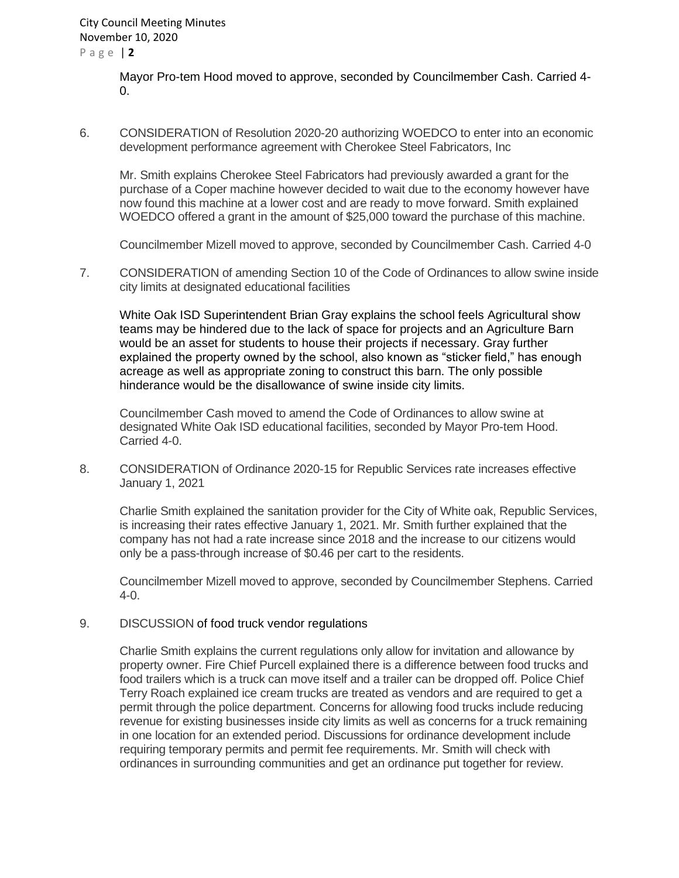Mayor Pro-tem Hood moved to approve, seconded by Councilmember Cash. Carried 4-0.

6. CONSIDERATION of Resolution 2020-20 authorizing WOEDCO to enter into an economic development performance agreement with Cherokee Steel Fabricators, Inc

   Mr. Smith explains Cherokee Steel Fabricators had previously awarded a grant for the purchase of a Coper machine however decided to wait due to the economy however have now found this machine at a lower cost and are ready to move forward. Smith explained WOEDCO offered a grant in the amount of $25,000 toward the purchase of this machine.

   Councilmember Mizell moved to approve, seconded by Councilmember Cash. Carried 4-0

7. CONSIDERATION of amending Section 10 of the Code of Ordinances to allow swine inside city limits at designated educational facilities

   White Oak ISD Superintendent Brian Gray explains the school feels Agricultural show teams may be hindered due to the lack of space for projects and an Agriculture Barn would be an asset for students to house their projects if necessary. Gray further explained the property owned by the school, also known as "sticker field," has enough acreage as well as appropriate zoning to construct this barn. The only possible hinderance would be the disallowance of swine inside city limits.

   Councilmember Cash moved to amend the Code of Ordinances to allow swine at designated White Oak ISD educational facilities, seconded by Mayor Pro-tem Hood. Carried 4-0.

8. CONSIDERATION of Ordinance 2020-15 for Republic Services rate increases effective January 1, 2021

   Charlie Smith explained the sanitation provider for the City of White oak, Republic Services, is increasing their rates effective January 1, 2021. Mr. Smith further explained that the company has not had a rate increase since 2018 and the increase to our citizens would only be a pass-through increase of $0.46 per cart to the residents.

   Councilmember Mizell moved to approve, seconded by Councilmember Stephens. Carried 4-0.

9. DISCUSSION of food truck vendor regulations

   Charlie Smith explains the current regulations only allow for invitation and allowance by property owner. Fire Chief Purcell explained there is a difference between food trucks and food trailers which is a truck can move itself and a trailer can be dropped off. Police Chief Terry Roach explained ice cream trucks are treated as vendors and are required to get a permit through the police department. Concerns for allowing food trucks include reducing revenue for existing businesses inside city limits as well as concerns for a truck remaining in one location for an extended period. Discussions for ordinance development include requiring temporary permits and permit fee requirements. Mr. Smith will check with ordinances in surrounding communities and get an ordinance put together for review.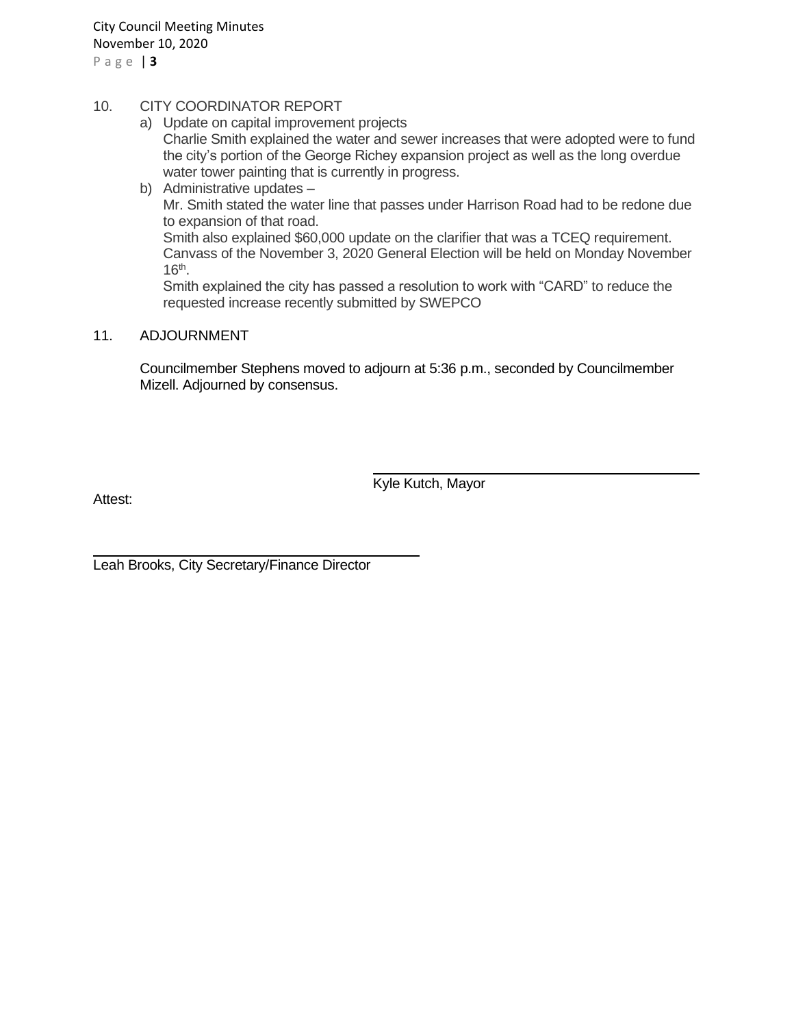10. CITY COORDINATOR REPORT

a) Update on capital improvement projects
   Charlie Smith explained the water and sewer increases that were adopted were to fund the city's portion of the George Richey expansion project as well as the long overdue water tower painting that is currently in progress.

b) Administrative updates –
   Mr. Smith stated the water line that passes under Harrison Road had to be redone due to expansion of that road.
   Smith also explained $60,000 update on the clarifier that was a TCEQ requirement.
   Canvass of the November 3, 2020 General Election will be held on Monday November 16th.
   Smith explained the city has passed a resolution to work with "CARD" to reduce the requested increase recently submitted by SWEPCO

11. ADJOURNMENT

Councilmember Stephens moved to adjourn at 5:36 p.m., seconded by Councilmember Mizell. Adjourned by consensus.

\_\_\_\_\_\_\_\_\_\_\_\_\_\_\_\_\_\_\_\_\_\_\_\_\_\_\_\_\_\_\_\_\_\_\_\_\_\_
Kyle Kutch, Mayor

Attest:

\_\_\_\_\_\_\_\_\_\_\_\_\_\_\_\_\_\_\_\_\_\_\_\_\_\_\_\_\_\_\_\_\_\_\_\_\_\_
Leah Brooks, City Secretary/Finance Director